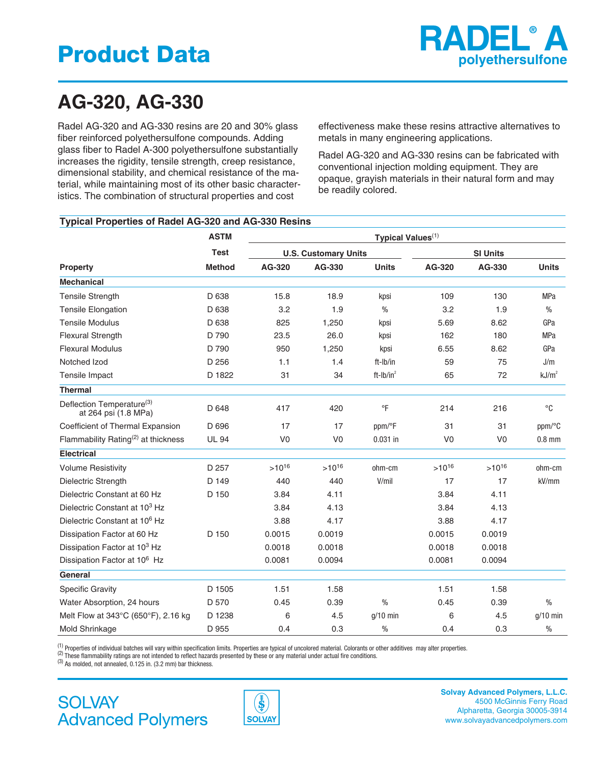# Product Data

**RADEL® A**
**polyethersulfone**

## AG-320, AG-330

Radel AG-320 and AG-330 resins are 20 and 30% glass fiber reinforced polyethersulfone compounds. Adding glass fiber to Radel A-300 polyethersulfone substantially increases the rigidity, tensile strength, creep resistance, dimensional stability, and chemical resistance of the material, while maintaining most of its other basic characteristics. The combination of structural properties and cost effectiveness make these resins attractive alternatives to metals in many engineering applications.

Radel AG-320 and AG-330 resins can be fabricated with conventional injection molding equipment. They are opaque, grayish materials in their natural form and may be readily colored.

### Typical Properties of Radel AG-320 and AG-330 Resins

| Property | ASTM Test Method | Typical Values[1] | | | | | |
|---|---|---|---|---|---|---|---|
| | | U.S. Customary Units | | | SI Units | | |
| | | AG-320 | AG-330 | Units | AG-320 | AG-330 | Units |
| **Mechanical** | | | | | | | |
| Tensile Strength | D 638 | 15.8 | 18.9 | kpsi | 109 | 130 | MPa |
| Tensile Elongation | D 638 | 3.2 | 1.9 | % | 3.2 | 1.9 | % |
| Tensile Modulus | D 638 | 825 | 1,250 | kpsi | 5.69 | 8.62 | GPa |
| Flexural Strength | D 790 | 23.5 | 26.0 | kpsi | 162 | 180 | MPa |
| Flexural Modulus | D 790 | 950 | 1,250 | kpsi | 6.55 | 8.62 | GPa |
| Notched Izod | D 256 | 1.1 | 1.4 | ft-lb/in | 59 | 75 | J/m |
| Tensile Impact | D 1822 | 31 | 34 | ft-lb/in$^2$ | 65 | 72 | kJ/m$^2$ |
| **Thermal** | | | | | | | |
| Deflection Temperature[3] at 264 psi (1.8 MPa) | D 648 | 417 | 420 | °F | 214 | 216 | °C |
| Coefficient of Thermal Expansion | D 696 | 17 | 17 | ppm/°F | 31 | 31 | ppm/°C |
| Flammability Rating[2] at thickness | UL 94 | V0 | V0 | 0.031 in | V0 | V0 | 0.8 mm |
| **Electrical** | | | | | | | |
| Volume Resistivity | D 257 | $>10^{16}$ | $>10^{16}$ | ohm-cm | $>10^{16}$ | $>10^{16}$ | ohm-cm |
| Dielectric Strength | D 149 | 440 | 440 | V/mil | 17 | 17 | kV/mm |
| Dielectric Constant at 60 Hz | D 150 | 3.84 | 4.11 | | 3.84 | 4.11 | |
| Dielectric Constant at $10^3$ Hz | | 3.84 | 4.13 | | 3.84 | 4.13 | |
| Dielectric Constant at $10^6$ Hz | | 3.88 | 4.17 | | 3.88 | 4.17 | |
| Dissipation Factor at 60 Hz | D 150 | 0.0015 | 0.0019 | | 0.0015 | 0.0019 | |
| Dissipation Factor at $10^3$ Hz | | 0.0018 | 0.0018 | | 0.0018 | 0.0018 | |
| Dissipation Factor at $10^6$ Hz | | 0.0081 | 0.0094 | | 0.0081 | 0.0094 | |
| **General** | | | | | | | |
| Specific Gravity | D 1505 | 1.51 | 1.58 | | 1.51 | 1.58 | |
| Water Absorption, 24 hours | D 570 | 0.45 | 0.39 | % | 0.45 | 0.39 | % |
| Melt Flow at 343°C (650°F), 2.16 kg | D 1238 | 6 | 4.5 | g/10 min | 6 | 4.5 | g/10 min |
| Mold Shrinkage | D 955 | 0.4 | 0.3 | % | 0.4 | 0.3 | % |

[1] Properties of individual batches will vary within specification limits. Properties are typical of uncolored material. Colorants or other additives may alter properties.
[2] These flammability ratings are not intended to reflect hazards presented by these or any material under actual fire conditions.
[3] As molded, not annealed, 0.125 in. (3.2 mm) bar thickness.

SOLVAY Advanced Polymers

**Solvay Advanced Polymers, L.L.C.**
4500 McGinnis Ferry Road
Alpharetta, Georgia 30005-3914
www.solvayadvancedpolymers.com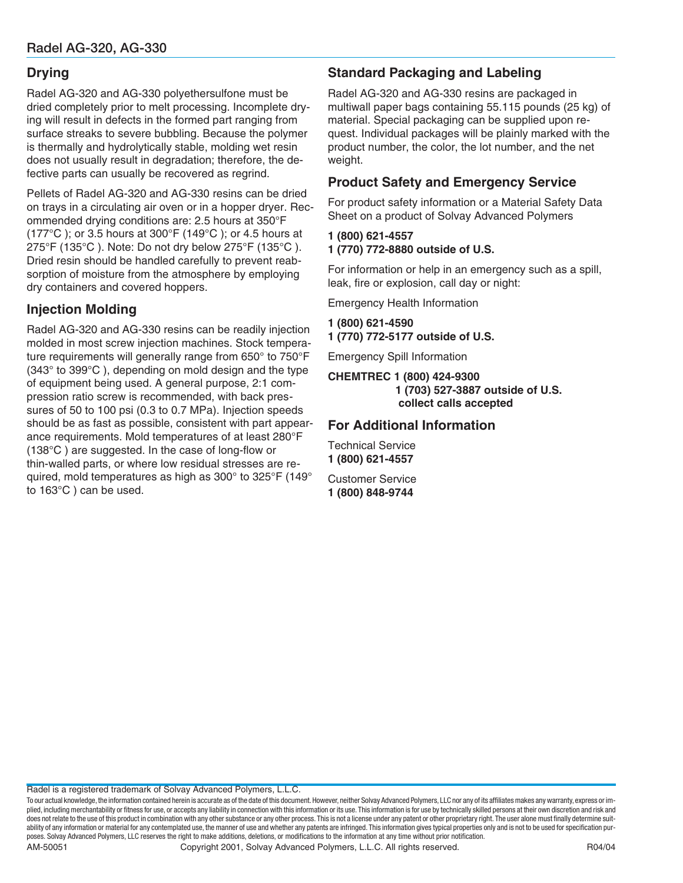## Drying

Radel AG-320 and AG-330 polyethersulfone must be dried completely prior to melt processing. Incomplete drying will result in defects in the formed part ranging from surface streaks to severe bubbling. Because the polymer is thermally and hydrolytically stable, molding wet resin does not usually result in degradation; therefore, the defective parts can usually be recovered as regrind.

Pellets of Radel AG-320 and AG-330 resins can be dried on trays in a circulating air oven or in a hopper dryer. Recommended drying conditions are: 2.5 hours at 350°F (177°C ); or 3.5 hours at 300°F (149°C ); or 4.5 hours at 275°F (135°C ). Note: Do not dry below 275°F (135°C ). Dried resin should be handled carefully to prevent reabsorption of moisture from the atmosphere by employing dry containers and covered hoppers.

## Injection Molding

Radel AG-320 and AG-330 resins can be readily injection molded in most screw injection machines. Stock temperature requirements will generally range from 650° to 750°F (343° to 399°C ), depending on mold design and the type of equipment being used. A general purpose, 2:1 compression ratio screw is recommended, with back pressures of 50 to 100 psi (0.3 to 0.7 MPa). Injection speeds should be as fast as possible, consistent with part appearance requirements. Mold temperatures of at least 280°F (138°C ) are suggested. In the case of long-flow or thin-walled parts, or where low residual stresses are required, mold temperatures as high as 300° to 325°F (149° to 163°C ) can be used.

## Standard Packaging and Labeling

Radel AG-320 and AG-330 resins are packaged in multiwall paper bags containing 55.115 pounds (25 kg) of material. Special packaging can be supplied upon request. Individual packages will be plainly marked with the product number, the color, the lot number, and the net weight.

## Product Safety and Emergency Service

For product safety information or a Material Safety Data Sheet on a product of Solvay Advanced Polymers

**1 (800) 621-4557**
**1 (770) 772-8880 outside of U.S.**

For information or help in an emergency such as a spill, leak, fire or explosion, call day or night:

Emergency Health Information

**1 (800) 621-4590**
**1 (770) 772-5177 outside of U.S.**

Emergency Spill Information

**CHEMTREC 1 (800) 424-9300**
**1 (703) 527-3887 outside of U.S.**
**collect calls accepted**

## For Additional Information

Technical Service
**1 (800) 621-4557**

Customer Service
**1 (800) 848-9744**

Radel is a registered trademark of Solvay Advanced Polymers, L.L.C.

To our actual knowledge, the information contained herein is accurate as of the date of this document. However, neither Solvay Advanced Polymers, LLC nor any of its affiliates makes any warranty, express or implied, including merchantability or fitness for use, or accepts any liability in connection with this information or its use. This information is for use by technically skilled persons at their own discretion and risk and does not relate to the use of this product in combination with any other substance or any other process. This is not a license under any patent or other proprietary right. The user alone must finally determine suitability of any information or material for any contemplated use, the manner of use and whether any patents are infringed. This information gives typical properties only and is not to be used for specification purposes. Solvay Advanced Polymers, LLC reserves the right to make additions, deletions, or modifications to the information at any time without prior notification.

AM-50051 Copyright 2001, Solvay Advanced Polymers, L.L.C. All rights reserved. R04/04